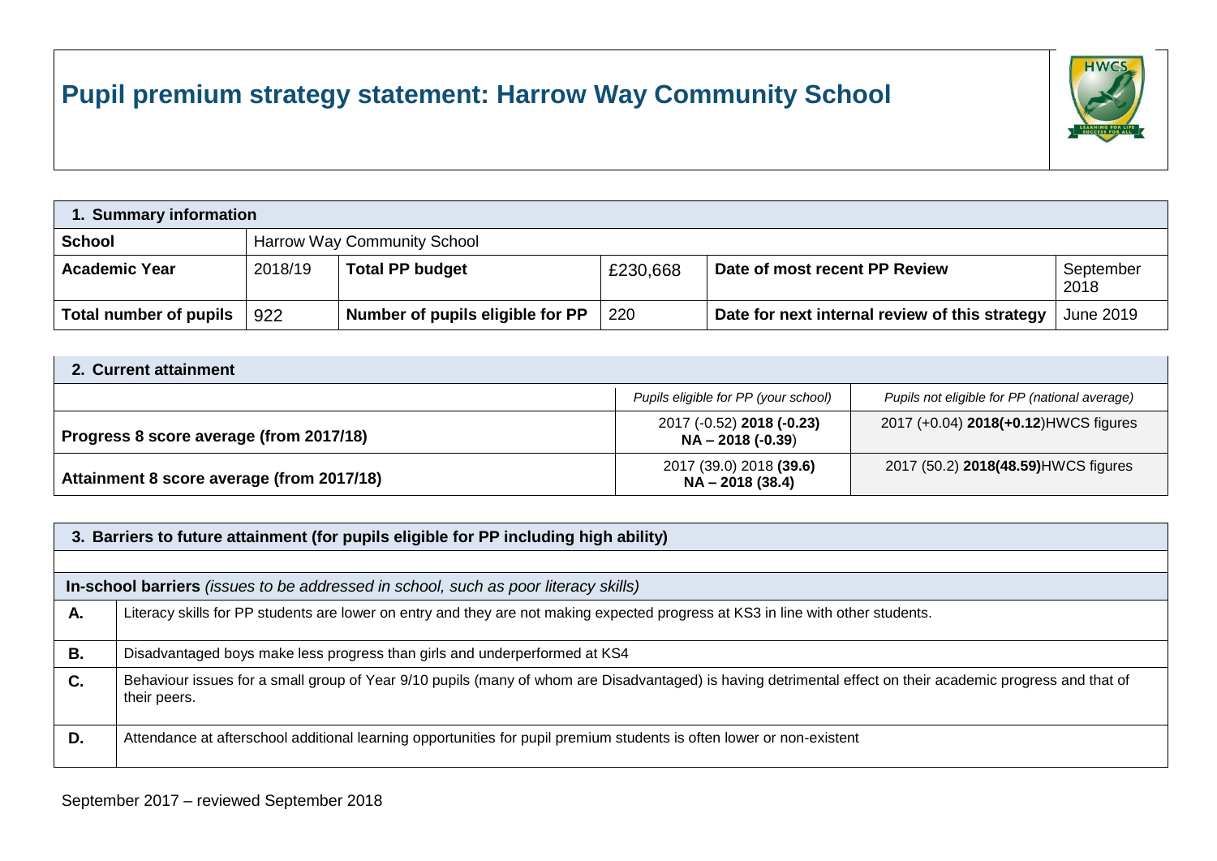# Pupil premium strategy statement: Harrow Way Community School

| 1. Summary information | | | | | |
|---|---|---|---|---|---|
| **School** | Harrow Way Community School | | | | |
| **Academic Year** | 2018/19 | **Total PP budget** | £230,668 | **Date of most recent PP Review** | September 2018 |
| **Total number of pupils** | 922 | **Number of pupils eligible for PP** | 220 | **Date for next internal review of this strategy** | June 2019 |

| 2. Current attainment | | |
|---|---|---|
| | *Pupils eligible for PP (your school)* | *Pupils not eligible for PP (national average)* |
| **Progress 8 score average (from 2017/18)** | 2017 (-0.52) **2018 (-0.23)** **NA – 2018 (-0.39**) | 2017 (+0.04) **2018(+0.12)**HWCS figures |
| **Attainment 8 score average (from 2017/18)** | 2017 (39.0) 2018 **(39.6)** **NA – 2018 (38.4)** | 2017 (50.2) **2018(48.59)**HWCS figures |

| 3. Barriers to future attainment (for pupils eligible for PP including high ability) | |
|---|---|
| | |
| **In-school barriers** *(issues to be addressed in school, such as poor literacy skills)* | |
| **A.** | Literacy skills for PP students are lower on entry and they are not making expected progress at KS3 in line with other students. |
| **B.** | Disadvantaged boys make less progress than girls and underperformed at KS4 |
| **C.** | Behaviour issues for a small group of Year 9/10 pupils (many of whom are Disadvantaged) is having detrimental effect on their academic progress and that of their peers. |
| **D.** | Attendance at afterschool additional learning opportunities for pupil premium students is often lower or non-existent |

September 2017 – reviewed September 2018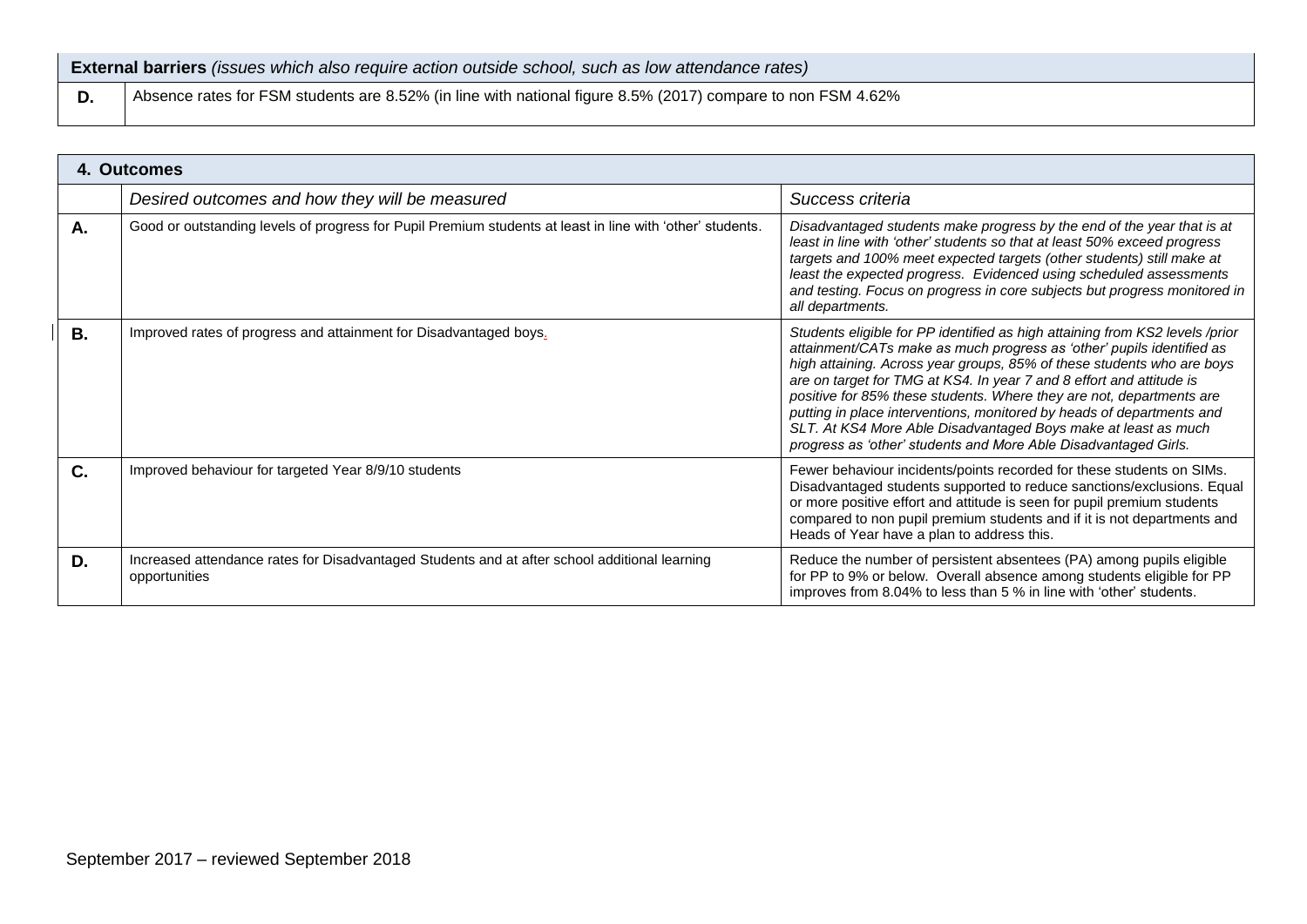| **External barriers** *(issues which also require action outside school, such as low attendance rates)* | |
|---|---|
| **D.** | Absence rates for FSM students are 8.52% (in line with national figure 8.5% (2017) compare to non FSM 4.62% |

| **4. Outcomes** | | |
|---|---|---|
| | *Desired outcomes and how they will be measured* | *Success criteria* |
| **A.** | Good or outstanding levels of progress for Pupil Premium students at least in line with 'other' students. | *Disadvantaged students make progress by the end of the year that is at least in line with 'other' students so that at least 50% exceed progress targets and 100% meet expected targets (other students) still make at least the expected progress. Evidenced using scheduled assessments and testing. Focus on progress in core subjects but progress monitored in all departments.* |
| **B.** | Improved rates of progress and attainment for Disadvantaged boys. | *Students eligible for PP identified as high attaining from KS2 levels /prior attainment/CATs make as much progress as 'other' pupils identified as high attaining. Across year groups, 85% of these students who are boys are on target for TMG at KS4. In year 7 and 8 effort and attitude is positive for 85% these students. Where they are not, departments are putting in place interventions, monitored by heads of departments and SLT. At KS4 More Able Disadvantaged Boys make at least as much progress as 'other' students and More Able Disadvantaged Girls.* |
| **C.** | Improved behaviour for targeted Year 8/9/10 students | Fewer behaviour incidents/points recorded for these students on SIMs. Disadvantaged students supported to reduce sanctions/exclusions. Equal or more positive effort and attitude is seen for pupil premium students compared to non pupil premium students and if it is not departments and Heads of Year have a plan to address this. |
| **D.** | Increased attendance rates for Disadvantaged Students and at after school additional learning opportunities | Reduce the number of persistent absentees (PA) among pupils eligible for PP to 9% or below. Overall absence among students eligible for PP improves from 8.04% to less than 5 % in line with 'other' students. |

September 2017 – reviewed September 2018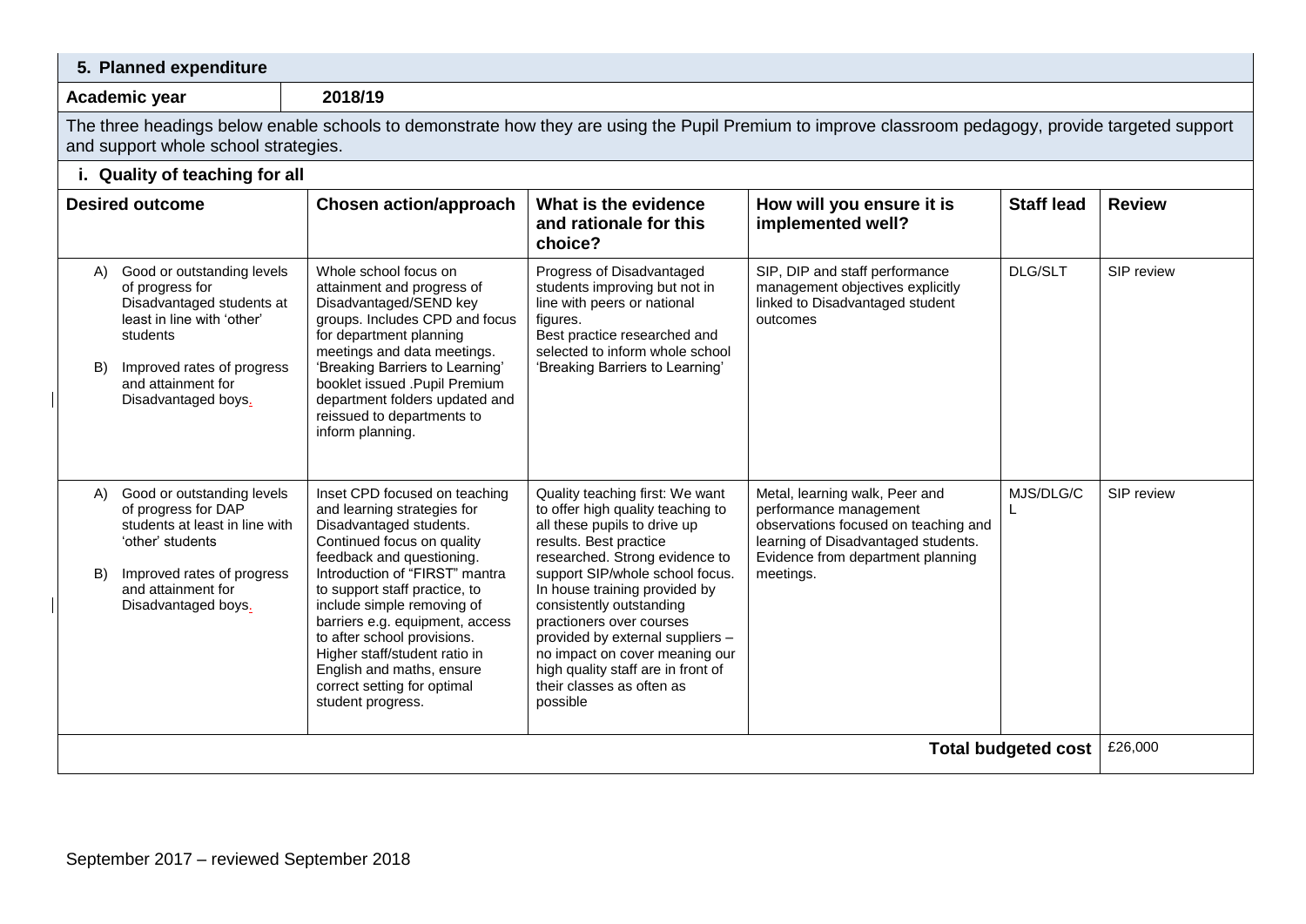## 5. Planned expenditure

| Academic year | 2018/19 |
|---|---|

The three headings below enable schools to demonstrate how they are using the Pupil Premium to improve classroom pedagogy, provide targeted support and support whole school strategies.

### i. Quality of teaching for all

| Desired outcome | Chosen action/approach | What is the evidence and rationale for this choice? | How will you ensure it is implemented well? | Staff lead | Review |
|---|---|---|---|---|---|
| A) Good or outstanding levels of progress for Disadvantaged students at least in line with 'other' students<br><br>B) Improved rates of progress and attainment for Disadvantaged boys. | Whole school focus on attainment and progress of Disadvantaged/SEND key groups. Includes CPD and focus for department planning meetings and data meetings. 'Breaking Barriers to Learning' booklet issued .Pupil Premium department folders updated and reissued to departments to inform planning. | Progress of Disadvantaged students improving but not in line with peers or national figures.<br>Best practice researched and selected to inform whole school 'Breaking Barriers to Learning' | SIP, DIP and staff performance management objectives explicitly linked to Disadvantaged student outcomes | DLG/SLT | SIP review |
| A) Good or outstanding levels of progress for DAP students at least in line with 'other' students<br><br>B) Improved rates of progress and attainment for Disadvantaged boys. | Inset CPD focused on teaching and learning strategies for Disadvantaged students. Continued focus on quality feedback and questioning. Introduction of "FIRST" mantra to support staff practice, to include simple removing of barriers e.g. equipment, access to after school provisions. Higher staff/student ratio in English and maths, ensure correct setting for optimal student progress. | Quality teaching first: We want to offer high quality teaching to all these pupils to drive up results. Best practice researched. Strong evidence to support SIP/whole school focus. In house training provided by consistently outstanding practioners over courses provided by external suppliers – no impact on cover meaning our high quality staff are in front of their classes as often as possible | Metal, learning walk, Peer and performance management observations focused on teaching and learning of Disadvantaged students. Evidence from department planning meetings. | MJS/DLG/CL | SIP review |
| | | | | **Total budgeted cost** | £26,000 |

September 2017 – reviewed September 2018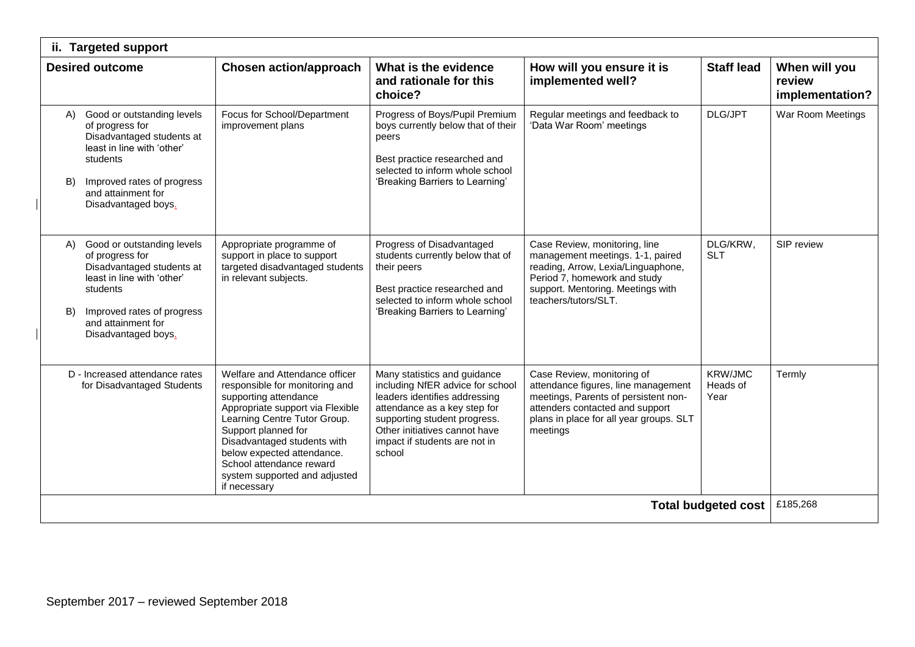| ii. Targeted support | | | | | |
|---|---|---|---|---|---|
| **Desired outcome** | **Chosen action/approach** | **What is the evidence and rationale for this choice?** | **How will you ensure it is implemented well?** | **Staff lead** | **When will you review implementation?** |
| A) Good or outstanding levels of progress for Disadvantaged students at least in line with 'other' students<br><br>B) Improved rates of progress and attainment for Disadvantaged boys. | Focus for School/Department improvement plans | Progress of Boys/Pupil Premium boys currently below that of their peers<br><br>Best practice researched and selected to inform whole school 'Breaking Barriers to Learning' | Regular meetings and feedback to 'Data War Room' meetings | DLG/JPT | War Room Meetings |
| A) Good or outstanding levels of progress for Disadvantaged students at least in line with 'other' students<br><br>B) Improved rates of progress and attainment for Disadvantaged boys. | Appropriate programme of support in place to support targeted disadvantaged students in relevant subjects. | Progress of Disadvantaged students currently below that of their peers<br><br>Best practice researched and selected to inform whole school 'Breaking Barriers to Learning' | Case Review, monitoring, line management meetings. 1-1, paired reading, Arrow, Lexia/Linguaphone, Period 7, homework and study support. Mentoring. Meetings with teachers/tutors/SLT. | DLG/KRW, SLT | SIP review |
| D - Increased attendance rates for Disadvantaged Students | Welfare and Attendance officer responsible for monitoring and supporting attendance Appropriate support via Flexible Learning Centre Tutor Group. Support planned for Disadvantaged students with below expected attendance. School attendance reward system supported and adjusted if necessary | Many statistics and guidance including NfER advice for school leaders identifies addressing attendance as a key step for supporting student progress. Other initiatives cannot have impact if students are not in school | Case Review, monitoring of attendance figures, line management meetings, Parents of persistent non-attenders contacted and support plans in place for all year groups. SLT meetings | KRW/JMC Heads of Year | Termly |
| | | | | **Total budgeted cost** | £185,268 |

September 2017 – reviewed September 2018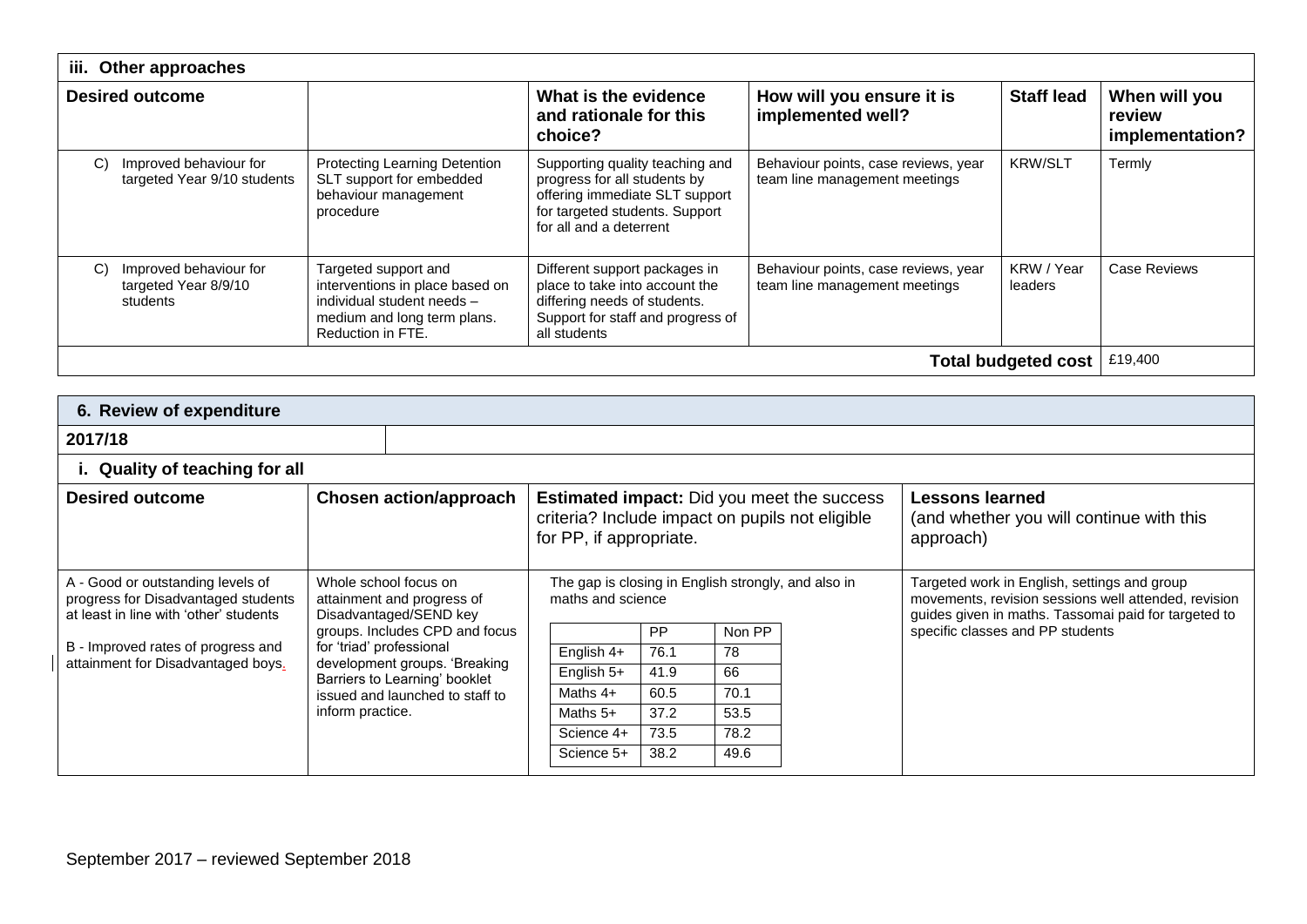| iii. Other approaches | | | | | |
|---|---|---|---|---|---|
| **Desired outcome** | | **What is the evidence and rationale for this choice?** | **How will you ensure it is implemented well?** | **Staff lead** | **When will you review implementation?** |
| C) Improved behaviour for targeted Year 9/10 students | Protecting Learning Detention SLT support for embedded behaviour management procedure | Supporting quality teaching and progress for all students by offering immediate SLT support for targeted students. Support for all and a deterrent | Behaviour points, case reviews, year team line management meetings | KRW/SLT | Termly |
| C) Improved behaviour for targeted Year 8/9/10 students | Targeted support and interventions in place based on individual student needs – medium and long term plans. Reduction in FTE. | Different support packages in place to take into account the differing needs of students. Support for staff and progress of all students | Behaviour points, case reviews, year team line management meetings | KRW / Year leaders | Case Reviews |
| | | | | **Total budgeted cost** | £19,400 |

## 6. Review of expenditure

**2017/18**

### i. Quality of teaching for all

| **Desired outcome** | **Chosen action/approach** | **Estimated impact:** Did you meet the success criteria? Include impact on pupils not eligible for PP, if appropriate. | **Lessons learned** (and whether you will continue with this approach) |
|---|---|---|---|
| A - Good or outstanding levels of progress for Disadvantaged students at least in line with 'other' students<br><br>B - Improved rates of progress and attainment for Disadvantaged boys. | Whole school focus on attainment and progress of Disadvantaged/SEND key groups. Includes CPD and focus for 'triad' professional development groups. 'Breaking Barriers to Learning' booklet issued and launched to staff to inform practice. | The gap is closing in English strongly, and also in maths and science<br><br>(Subject / PP / Non PP)<br>English 4+: 76.1 / 78<br>English 5+: 41.9 / 66<br>Maths 4+: 60.5 / 70.1<br>Maths 5+: 37.2 / 53.5<br>Science 4+: 73.5 / 78.2<br>Science 5+: 38.2 / 49.6 | Targeted work in English, settings and group movements, revision sessions well attended, revision guides given in maths. Tassomai paid for targeted to specific classes and PP students |

|  | PP | Non PP |
|---|---|---|
| English 4+ | 76.1 | 78 |
| English 5+ | 41.9 | 66 |
| Maths 4+ | 60.5 | 70.1 |
| Maths 5+ | 37.2 | 53.5 |
| Science 4+ | 73.5 | 78.2 |
| Science 5+ | 38.2 | 49.6 |

September 2017 – reviewed September 2018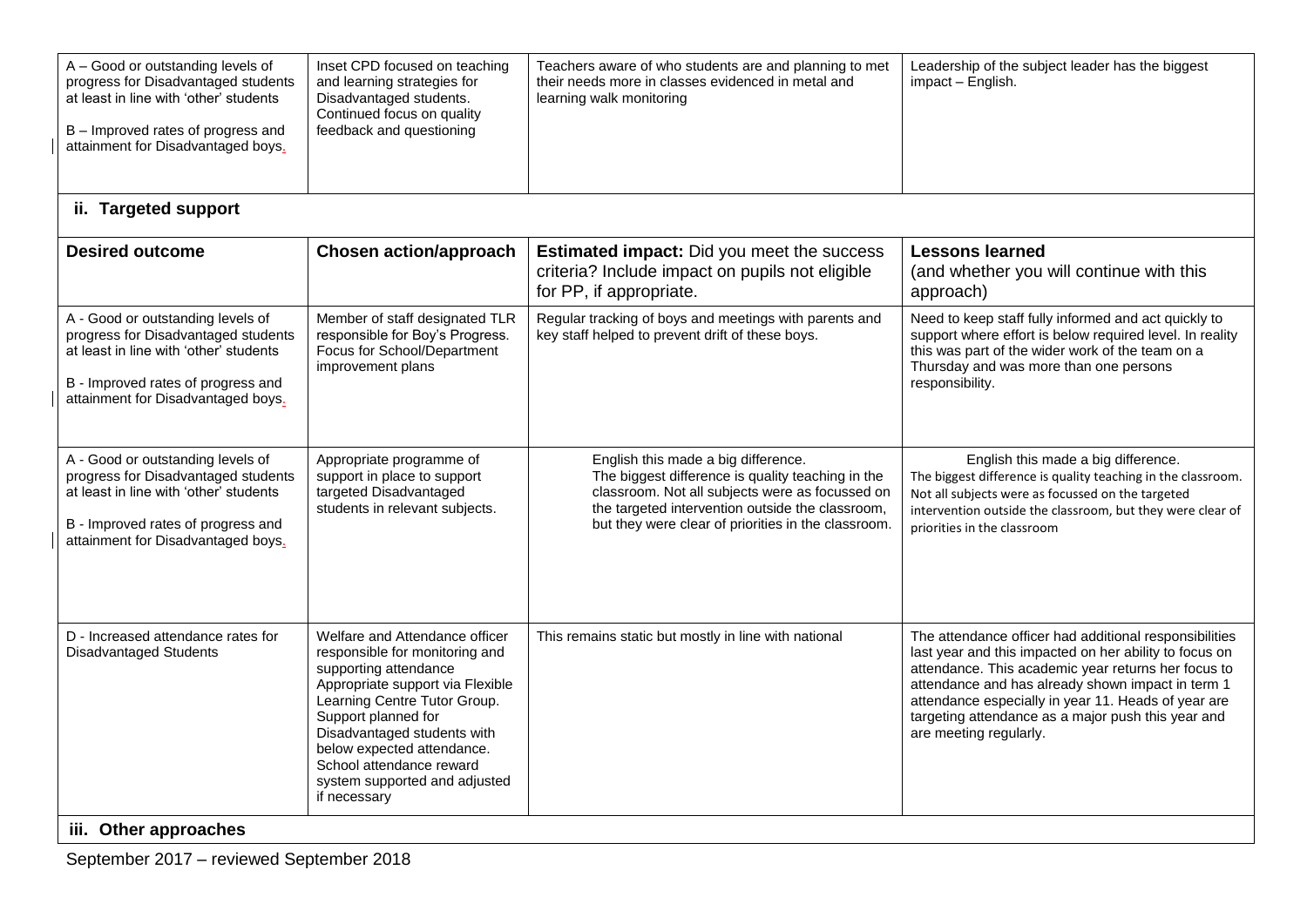| | | | |
|---|---|---|---|
| A – Good or outstanding levels of progress for Disadvantaged students at least in line with 'other' students<br><br>B – Improved rates of progress and attainment for Disadvantaged boys. | Inset CPD focused on teaching and learning strategies for Disadvantaged students. Continued focus on quality feedback and questioning | Teachers aware of who students are and planning to met their needs more in classes evidenced in metal and learning walk monitoring | Leadership of the subject leader has the biggest impact – English. |

## ii. Targeted support

| Desired outcome | Chosen action/approach | **Estimated impact:** Did you meet the success criteria? Include impact on pupils not eligible for PP, if appropriate. | **Lessons learned** (and whether you will continue with this approach) |
|---|---|---|---|
| A - Good or outstanding levels of progress for Disadvantaged students at least in line with 'other' students<br><br>B - Improved rates of progress and attainment for Disadvantaged boys. | Member of staff designated TLR responsible for Boy's Progress. Focus for School/Department improvement plans | Regular tracking of boys and meetings with parents and key staff helped to prevent drift of these boys. | Need to keep staff fully informed and act quickly to support where effort is below required level. In reality this was part of the wider work of the team on a Thursday and was more than one persons responsibility. |
| A - Good or outstanding levels of progress for Disadvantaged students at least in line with 'other' students<br><br>B - Improved rates of progress and attainment for Disadvantaged boys. | Appropriate programme of support in place to support targeted Disadvantaged students in relevant subjects. | English this made a big difference. The biggest difference is quality teaching in the classroom. Not all subjects were as focussed on the targeted intervention outside the classroom, but they were clear of priorities in the classroom. | English this made a big difference. The biggest difference is quality teaching in the classroom. Not all subjects were as focussed on the targeted intervention outside the classroom, but they were clear of priorities in the classroom |
| D - Increased attendance rates for Disadvantaged Students | Welfare and Attendance officer responsible for monitoring and supporting attendance Appropriate support via Flexible Learning Centre Tutor Group. Support planned for Disadvantaged students with below expected attendance. School attendance reward system supported and adjusted if necessary | This remains static but mostly in line with national | The attendance officer had additional responsibilities last year and this impacted on her ability to focus on attendance. This academic year returns her focus to attendance and has already shown impact in term 1 attendance especially in year 11. Heads of year are targeting attendance as a major push this year and are meeting regularly. |

## iii. Other approaches

September 2017 – reviewed September 2018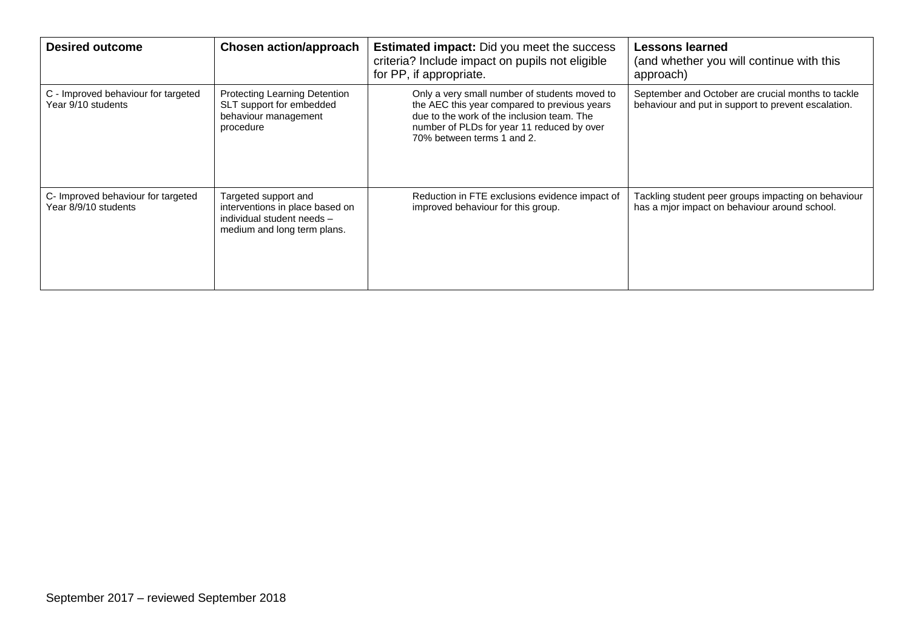| **Desired outcome** | **Chosen action/approach** | **Estimated impact:** Did you meet the success criteria? Include impact on pupils not eligible for PP, if appropriate. | **Lessons learned** (and whether you will continue with this approach) |
|---|---|---|---|
| C - Improved behaviour for targeted Year 9/10 students | Protecting Learning Detention SLT support for embedded behaviour management procedure | Only a very small number of students moved to the AEC this year compared to previous years due to the work of the inclusion team. The number of PLDs for year 11 reduced by over 70% between terms 1 and 2. | September and October are crucial months to tackle behaviour and put in support to prevent escalation. |
| C- Improved behaviour for targeted Year 8/9/10 students | Targeted support and interventions in place based on individual student needs – medium and long term plans. | Reduction in FTE exclusions evidence impact of improved behaviour for this group. | Tackling student peer groups impacting on behaviour has a mjor impact on behaviour around school. |

September 2017 – reviewed September 2018